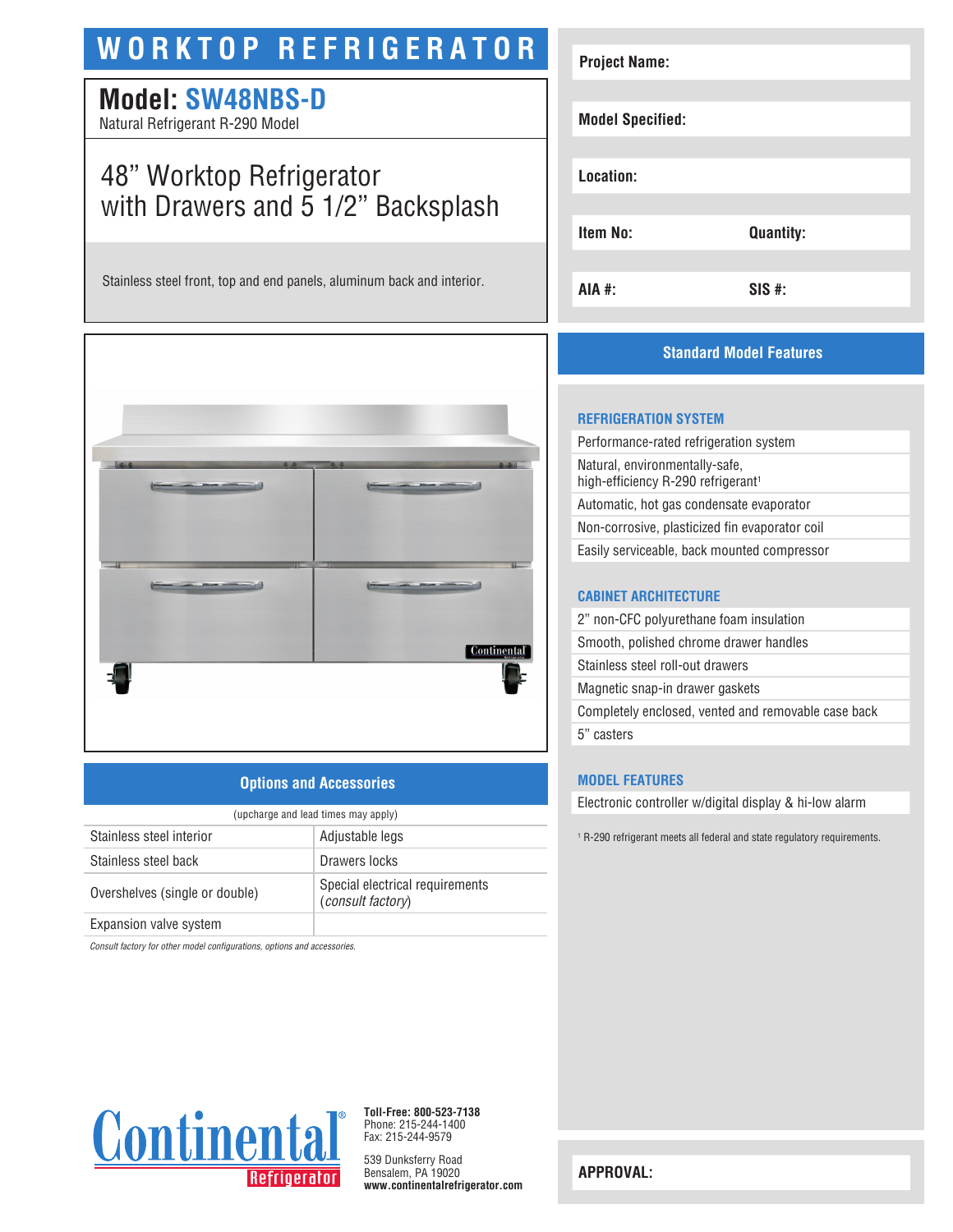# WORKTOP REFRIGERATOR

## Model: SW48NBS-D

Natural Refrigerant R-290 Model

## 48" Worktop Refrigerator with Drawers and 5 1/2" Backsplash

Stainless steel front, top and end panels, aluminum back and interior.

| | |
|---|---|
| **Project Name:** | |
| **Model Specified:** | |
| **Location:** | |
| **Item No:** | **Quantity:** |
| **AIA #:** | **SIS #:** |

## Standard Model Features

### REFRIGERATION SYSTEM

- Performance-rated refrigeration system
- Natural, environmentally-safe, high-efficiency R-290 refrigerant[1]
- Automatic, hot gas condensate evaporator
- Non-corrosive, plasticized fin evaporator coil
- Easily serviceable, back mounted compressor

### CABINET ARCHITECTURE

- 2" non-CFC polyurethane foam insulation
- Smooth, polished chrome drawer handles
- Stainless steel roll-out drawers
- Magnetic snap-in drawer gaskets
- Completely enclosed, vented and removable case back
- 5" casters

### MODEL FEATURES

- Electronic controller w/digital display & hi-low alarm

[1] R-290 refrigerant meets all federal and state regulatory requirements.

## Options and Accessories

(upcharge and lead times may apply)

| | |
|---|---|
| Stainless steel interior | Adjustable legs |
| Stainless steel back | Drawers locks |
| Overshelves (single or double) | Special electrical requirements (*consult factory*) |
| Expansion valve system | |

*Consult factory for other model configurations, options and accessories.*

Continental® Refrigerator

**Toll-Free: 800-523-7138**
Phone: 215-244-1400
Fax: 215-244-9579

539 Dunksferry Road
Bensalem, PA 19020
**www.continentalrefrigerator.com**

**APPROVAL:**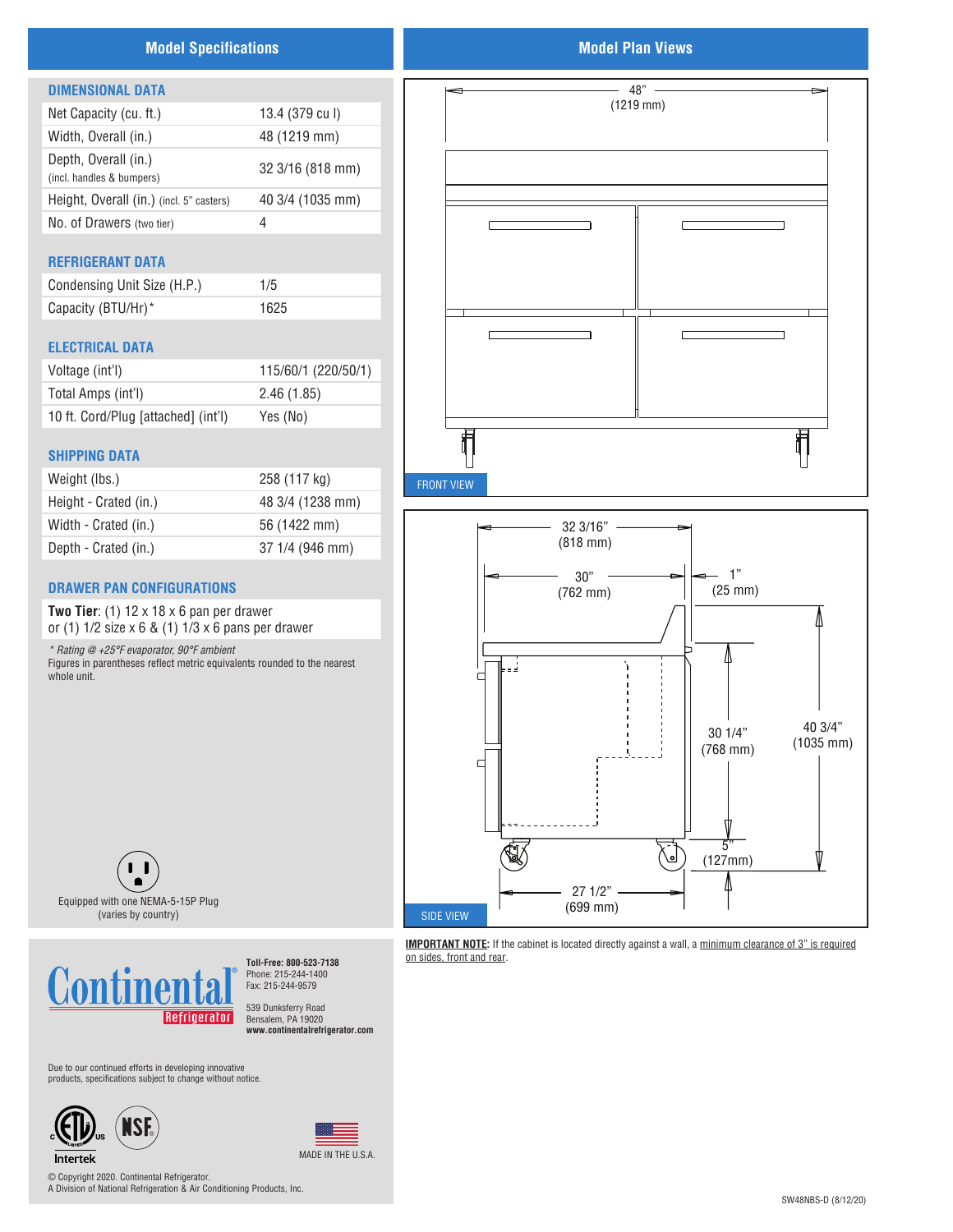## Model Specifications

### DIMENSIONAL DATA

| | |
|---|---|
| Net Capacity (cu. ft.) | 13.4 (379 cu l) |
| Width, Overall (in.) | 48 (1219 mm) |
| Depth, Overall (in.) (incl. handles & bumpers) | 32 3/16 (818 mm) |
| Height, Overall (in.) (incl. 5" casters) | 40 3/4 (1035 mm) |
| No. of Drawers (two tier) | 4 |

### REFRIGERANT DATA

| | |
|---|---|
| Condensing Unit Size (H.P.) | 1/5 |
| Capacity (BTU/Hr)* | 1625 |

### ELECTRICAL DATA

| | |
|---|---|
| Voltage (int'l) | 115/60/1 (220/50/1) |
| Total Amps (int'l) | 2.46 (1.85) |
| 10 ft. Cord/Plug [attached] (int'l) | Yes (No) |

### SHIPPING DATA

| | |
|---|---|
| Weight (lbs.) | 258 (117 kg) |
| Height - Crated (in.) | 48 3/4 (1238 mm) |
| Width - Crated (in.) | 56 (1422 mm) |
| Depth - Crated (in.) | 37 1/4 (946 mm) |

### DRAWER PAN CONFIGURATIONS

**Two Tier**: (1) 12 x 18 x 6 pan per drawer
or (1) 1/2 size x 6 & (1) 1/3 x 6 pans per drawer

*\* Rating @ +25°F evaporator, 90°F ambient*
Figures in parentheses reflect metric equivalents rounded to the nearest whole unit.

Equipped with one NEMA-5-15P Plug
(varies by country)

## Model Plan Views

FRONT VIEW

48"
(1219 mm)

SIDE VIEW

32 3/16"
(818 mm)

30"
(762 mm)

1"
(25 mm)

30 1/4"
(768 mm)

40 3/4"
(1035 mm)

5"
(127mm)

27 1/2"
(699 mm)

**IMPORTANT NOTE:** If the cabinet is located directly against a wall, a minimum clearance of 3" is required on sides, front and rear.

Continental® Refrigerator

**Toll-Free: 800-523-7138**
Phone: 215-244-1400
Fax: 215-244-9579

539 Dunksferry Road
Bensalem, PA 19020
**www.continentalrefrigerator.com**

Due to our continued efforts in developing innovative products, specifications subject to change without notice.

Intertek

MADE IN THE U.S.A.

© Copyright 2020. Continental Refrigerator.
A Division of National Refrigeration & Air Conditioning Products, Inc.

SW48NBS-D (8/12/20)